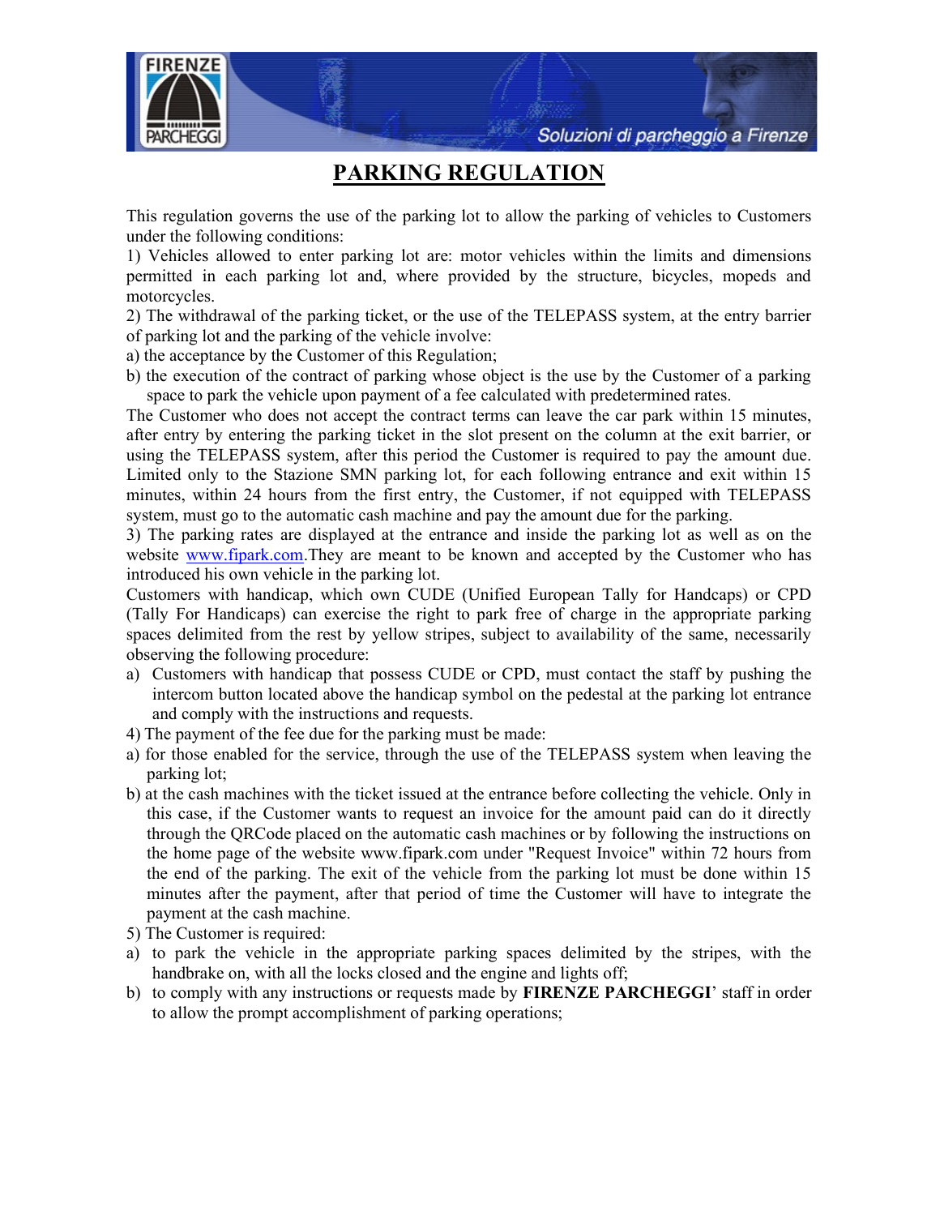# PARKING REGULATION

This regulation governs the use of the parking lot to allow the parking of vehicles to Customers under the following conditions:

1) Vehicles allowed to enter parking lot are: motor vehicles within the limits and dimensions permitted in each parking lot and, where provided by the structure, bicycles, mopeds and motorcycles.

2) The withdrawal of the parking ticket, or the use of the TELEPASS system, at the entry barrier of parking lot and the parking of the vehicle involve:

a) the acceptance by the Customer of this Regulation;

b) the execution of the contract of parking whose object is the use by the Customer of a parking space to park the vehicle upon payment of a fee calculated with predetermined rates.

The Customer who does not accept the contract terms can leave the car park within 15 minutes, after entry by entering the parking ticket in the slot present on the column at the exit barrier, or using the TELEPASS system, after this period the Customer is required to pay the amount due. Limited only to the Stazione SMN parking lot, for each following entrance and exit within 15 minutes, within 24 hours from the first entry, the Customer, if not equipped with TELEPASS system, must go to the automatic cash machine and pay the amount due for the parking.

3) The parking rates are displayed at the entrance and inside the parking lot as well as on the website [www.fipark.com](http://www.fipark.com).They are meant to be known and accepted by the Customer who has introduced his own vehicle in the parking lot.

Customers with handicap, which own CUDE (Unified European Tally for Handcaps) or CPD (Tally For Handicaps) can exercise the right to park free of charge in the appropriate parking spaces delimited from the rest by yellow stripes, subject to availability of the same, necessarily observing the following procedure:

a) Customers with handicap that possess CUDE or CPD, must contact the staff by pushing the intercom button located above the handicap symbol on the pedestal at the parking lot entrance and comply with the instructions and requests.

4) The payment of the fee due for the parking must be made:

a) for those enabled for the service, through the use of the TELEPASS system when leaving the parking lot;

b) at the cash machines with the ticket issued at the entrance before collecting the vehicle. Only in this case, if the Customer wants to request an invoice for the amount paid can do it directly through the QRCode placed on the automatic cash machines or by following the instructions on the home page of the website www.fipark.com under "Request Invoice" within 72 hours from the end of the parking. The exit of the vehicle from the parking lot must be done within 15 minutes after the payment, after that period of time the Customer will have to integrate the payment at the cash machine.

5) The Customer is required:

a) to park the vehicle in the appropriate parking spaces delimited by the stripes, with the handbrake on, with all the locks closed and the engine and lights off;

b) to comply with any instructions or requests made by **FIRENZE PARCHEGGI**' staff in order to allow the prompt accomplishment of parking operations;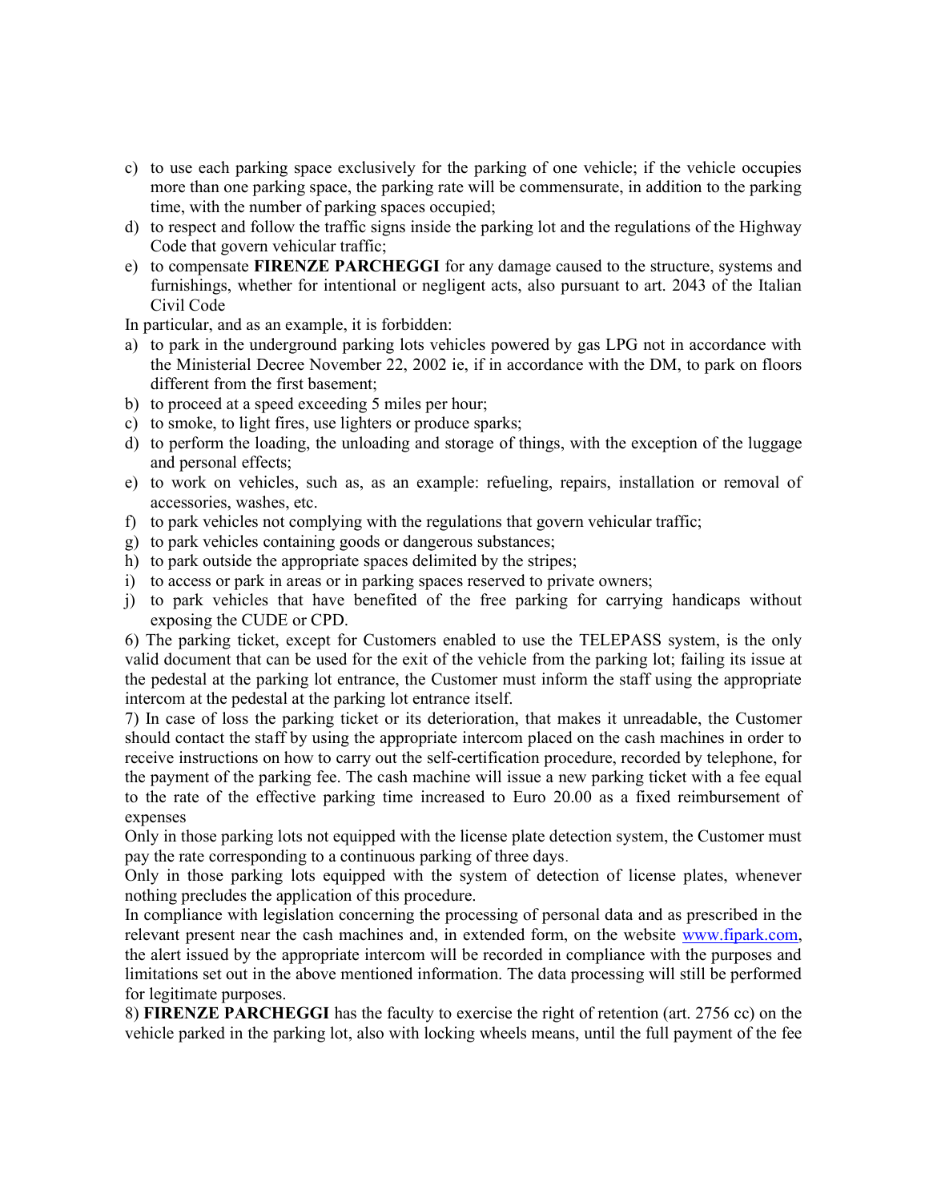c) to use each parking space exclusively for the parking of one vehicle; if the vehicle occupies more than one parking space, the parking rate will be commensurate, in addition to the parking time, with the number of parking spaces occupied;
d) to respect and follow the traffic signs inside the parking lot and the regulations of the Highway Code that govern vehicular traffic;
e) to compensate **FIRENZE PARCHEGGI** for any damage caused to the structure, systems and furnishings, whether for intentional or negligent acts, also pursuant to art. 2043 of the Italian Civil Code

In particular, and as an example, it is forbidden:

a) to park in the underground parking lots vehicles powered by gas LPG not in accordance with the Ministerial Decree November 22, 2002 ie, if in accordance with the DM, to park on floors different from the first basement;
b) to proceed at a speed exceeding 5 miles per hour;
c) to smoke, to light fires, use lighters or produce sparks;
d) to perform the loading, the unloading and storage of things, with the exception of the luggage and personal effects;
e) to work on vehicles, such as, as an example: refueling, repairs, installation or removal of accessories, washes, etc.
f) to park vehicles not complying with the regulations that govern vehicular traffic;
g) to park vehicles containing goods or dangerous substances;
h) to park outside the appropriate spaces delimited by the stripes;
i) to access or park in areas or in parking spaces reserved to private owners;
j) to park vehicles that have benefited of the free parking for carrying handicaps without exposing the CUDE or CPD.

6) The parking ticket, except for Customers enabled to use the TELEPASS system, is the only valid document that can be used for the exit of the vehicle from the parking lot; failing its issue at the pedestal at the parking lot entrance, the Customer must inform the staff using the appropriate intercom at the pedestal at the parking lot entrance itself.

7) In case of loss the parking ticket or its deterioration, that makes it unreadable, the Customer should contact the staff by using the appropriate intercom placed on the cash machines in order to receive instructions on how to carry out the self-certification procedure, recorded by telephone, for the payment of the parking fee. The cash machine will issue a new parking ticket with a fee equal to the rate of the effective parking time increased to Euro 20.00 as a fixed reimbursement of expenses

Only in those parking lots not equipped with the license plate detection system, the Customer must pay the rate corresponding to a continuous parking of three days.

Only in those parking lots equipped with the system of detection of license plates, whenever nothing precludes the application of this procedure.

In compliance with legislation concerning the processing of personal data and as prescribed in the relevant present near the cash machines and, in extended form, on the website www.fipark.com, the alert issued by the appropriate intercom will be recorded in compliance with the purposes and limitations set out in the above mentioned information. The data processing will still be performed for legitimate purposes.

8) **FIRENZE PARCHEGGI** has the faculty to exercise the right of retention (art. 2756 cc) on the vehicle parked in the parking lot, also with locking wheels means, until the full payment of the fee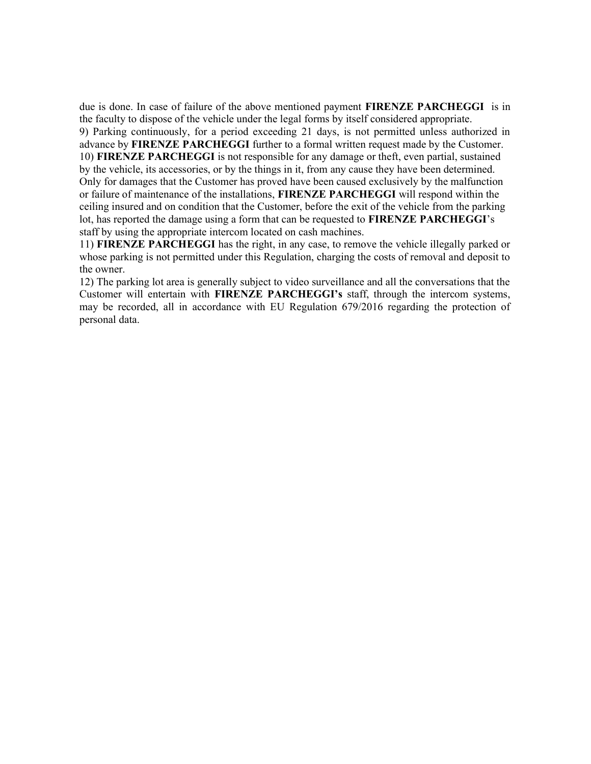due is done. In case of failure of the above mentioned payment **FIRENZE PARCHEGGI** is in the faculty to dispose of the vehicle under the legal forms by itself considered appropriate.

9) Parking continuously, for a period exceeding 21 days, is not permitted unless authorized in advance by **FIRENZE PARCHEGGI** further to a formal written request made by the Customer.

10) **FIRENZE PARCHEGGI** is not responsible for any damage or theft, even partial, sustained by the vehicle, its accessories, or by the things in it, from any cause they have been determined. Only for damages that the Customer has proved have been caused exclusively by the malfunction or failure of maintenance of the installations, **FIRENZE PARCHEGGI** will respond within the ceiling insured and on condition that the Customer, before the exit of the vehicle from the parking lot, has reported the damage using a form that can be requested to **FIRENZE PARCHEGGI**'s staff by using the appropriate intercom located on cash machines.

11) **FIRENZE PARCHEGGI** has the right, in any case, to remove the vehicle illegally parked or whose parking is not permitted under this Regulation, charging the costs of removal and deposit to the owner.

12) The parking lot area is generally subject to video surveillance and all the conversations that the Customer will entertain with **FIRENZE PARCHEGGI's** staff, through the intercom systems, may be recorded, all in accordance with EU Regulation 679/2016 regarding the protection of personal data.